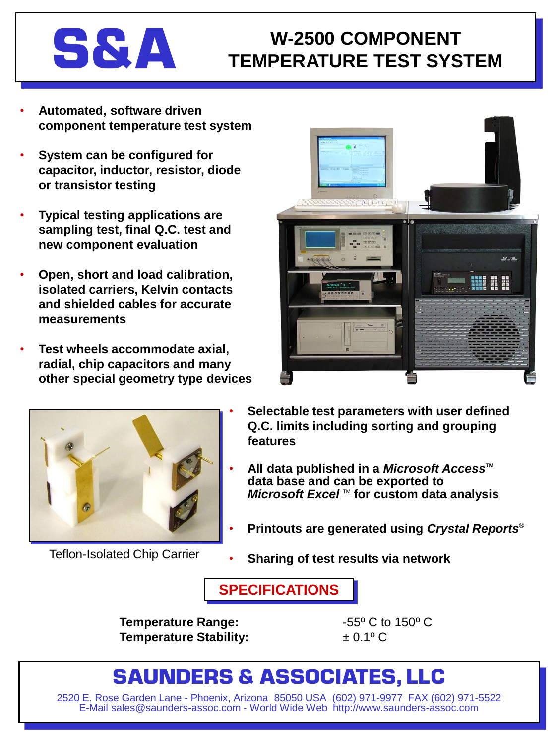# S&A

# W-2500 COMPONENT TEMPERATURE TEST SYSTEM

- **Automated, software driven component temperature test system**
- **System can be configured for capacitor, inductor, resistor, diode or transistor testing**
- **Typical testing applications are sampling test, final Q.C. test and new component evaluation**
- **Open, short and load calibration, isolated carriers, Kelvin contacts and shielded cables for accurate measurements**
- **Test wheels accommodate axial, radial, chip capacitors and many other special geometry type devices**

Teflon-Isolated Chip Carrier

- **Selectable test parameters with user defined Q.C. limits including sorting and grouping features**
- **All data published in a *Microsoft Access*™ data base and can be exported to *Microsoft Excel* ™ for custom data analysis**
- **Printouts are generated using *Crystal Reports*®**
- **Sharing of test results via network**

## SPECIFICATIONS

| | |
|---|---|
| **Temperature Range:** | -55º C to 150º C |
| **Temperature Stability:** | ± 0.1º C |

## SAUNDERS & ASSOCIATES, LLC

2520 E. Rose Garden Lane - Phoenix, Arizona 85050 USA (602) 971-9977 FAX (602) 971-5522
E-Mail sales@saunders-assoc.com - World Wide Web http://www.saunders-assoc.com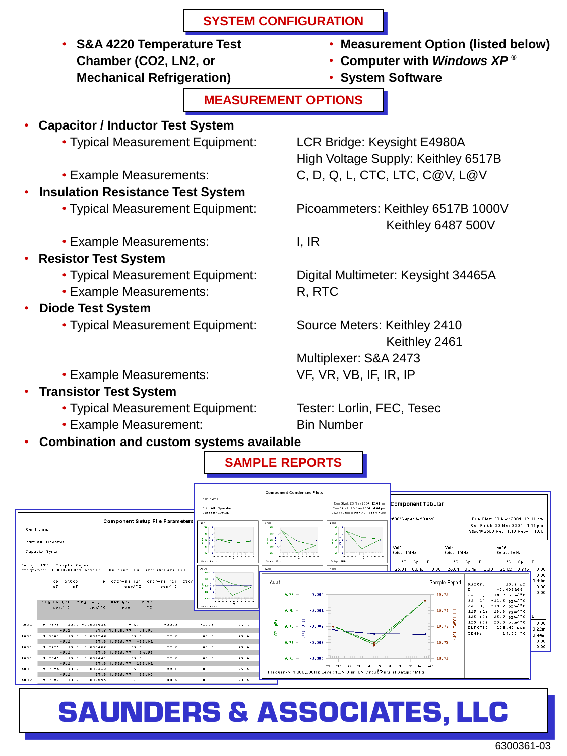## SYSTEM CONFIGURATION

- **S&A 4220 Temperature Test Chamber ($CO_2$, $LN_2$, or Mechanical Refrigeration)**
- **Measurement Option (listed below)**
- **Computer with *Windows XP* ®**
- **System Software**

## MEASUREMENT OPTIONS

- **Capacitor / Inductor Test System**
  - Typical Measurement Equipment: LCR Bridge: Keysight E4980A; High Voltage Supply: Keithley 6517B
  - Example Measurements: C, D, Q, L, CTC, LTC, C@V, L@V
- **Insulation Resistance Test System**
  - Typical Measurement Equipment: Picoammeters: Keithley 6517B 1000V; Keithley 6487 500V
  - Example Measurements: I, IR
- **Resistor Test System**
  - Typical Measurement Equipment: Digital Multimeter: Keysight 34465A
  - Example Measurements: R, RTC
- **Diode Test System**
  - Typical Measurement Equipment: Source Meters: Keithley 2410; Keithley 2461; Multiplexer: S&A 2473
  - Example Measurements: VF, VR, VB, IF, IR, IP
- **Transistor Test System**
  - Typical Measurement Equipment: Tester: Lorlin, FEC, Tesec
  - Example Measurement: Bin Number
- **Combination and custom systems available**

## SAMPLE REPORTS

# SAUNDERS & ASSOCIATES, LLC

6300361-03